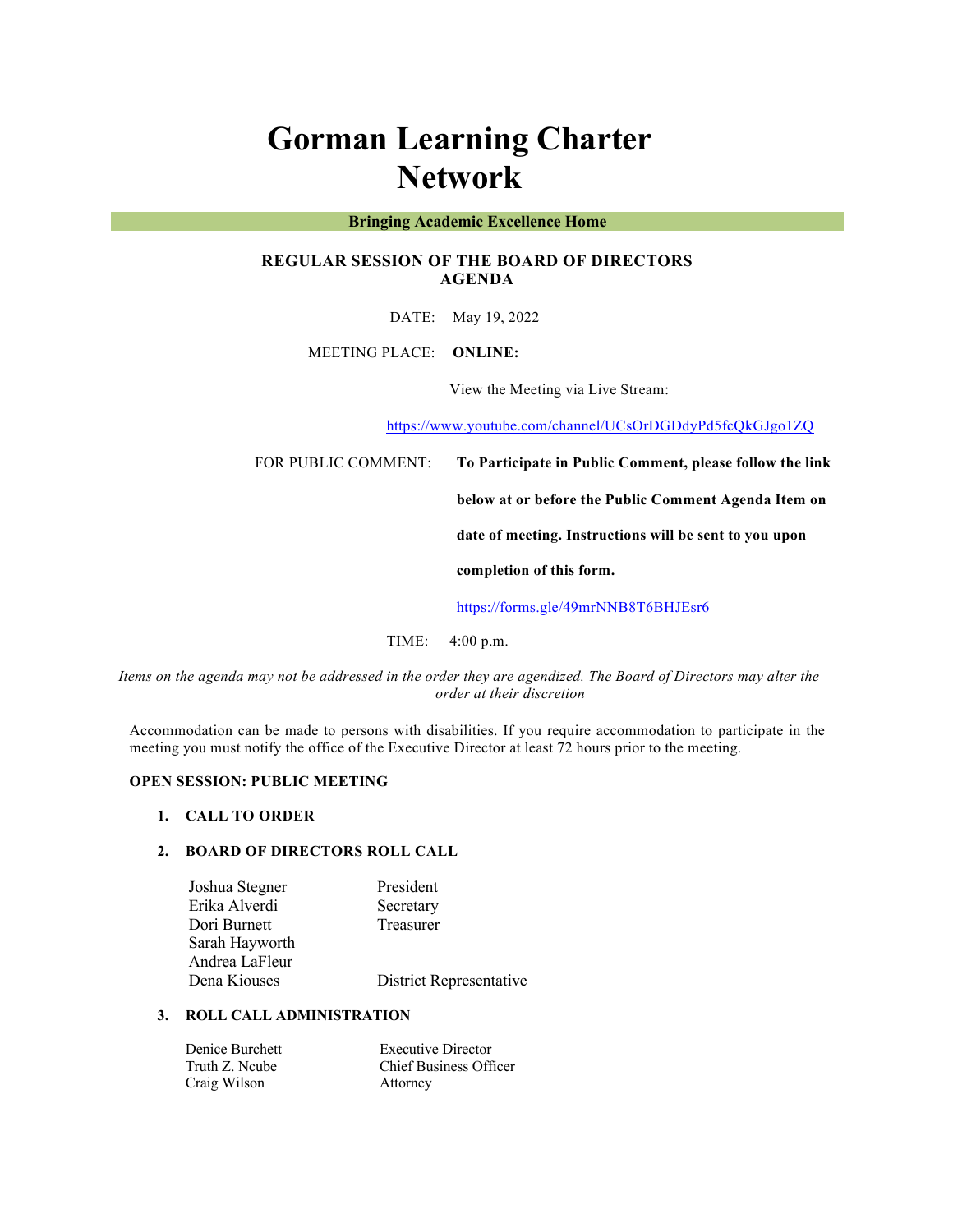# Gorman Learning Charter Network

**Bringing Academic Excellence Home**

**REGULAR SESSION OF THE BOARD OF DIRECTORS AGENDA**

DATE: May 19, 2022

MEETING PLACE: **ONLINE:**

View the Meeting via Live Stream:

https://www.youtube.com/channel/UCsOrDGDdyPd5fcQkGJgo1ZQ

FOR PUBLIC COMMENT: **To Participate in Public Comment, please follow the link below at or before the Public Comment Agenda Item on date of meeting. Instructions will be sent to you upon completion of this form.**

https://forms.gle/49mrNNB8T6BHJEsr6

TIME: 4:00 p.m.

*Items on the agenda may not be addressed in the order they are agendized. The Board of Directors may alter the order at their discretion*

Accommodation can be made to persons with disabilities. If you require accommodation to participate in the meeting you must notify the office of the Executive Director at least 72 hours prior to the meeting.

**OPEN SESSION: PUBLIC MEETING**

1. **CALL TO ORDER**

2. **BOARD OF DIRECTORS ROLL CALL**

| | |
|---|---|
| Joshua Stegner | President |
| Erika Alverdi | Secretary |
| Dori Burnett | Treasurer |
| Sarah Hayworth | |
| Andrea LaFleur | |
| Dena Kiouses | District Representative |

3. **ROLL CALL ADMINISTRATION**

| | |
|---|---|
| Denice Burchett | Executive Director |
| Truth Z. Ncube | Chief Business Officer |
| Craig Wilson | Attorney |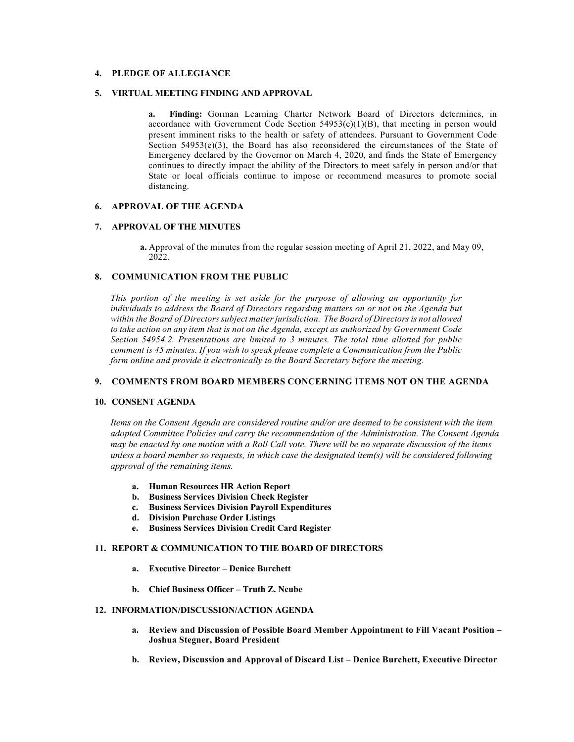## 4. PLEDGE OF ALLEGIANCE

## 5. VIRTUAL MEETING FINDING AND APPROVAL

**a. Finding:** Gorman Learning Charter Network Board of Directors determines, in accordance with Government Code Section 54953(e)(1)(B), that meeting in person would present imminent risks to the health or safety of attendees. Pursuant to Government Code Section 54953(e)(3), the Board has also reconsidered the circumstances of the State of Emergency declared by the Governor on March 4, 2020, and finds the State of Emergency continues to directly impact the ability of the Directors to meet safely in person and/or that State or local officials continue to impose or recommend measures to promote social distancing.

## 6. APPROVAL OF THE AGENDA

## 7. APPROVAL OF THE MINUTES

**a.** Approval of the minutes from the regular session meeting of April 21, 2022, and May 09, 2022.

## 8. COMMUNICATION FROM THE PUBLIC

*This portion of the meeting is set aside for the purpose of allowing an opportunity for individuals to address the Board of Directors regarding matters on or not on the Agenda but within the Board of Directors subject matter jurisdiction. The Board of Directors is not allowed to take action on any item that is not on the Agenda, except as authorized by Government Code Section 54954.2. Presentations are limited to 3 minutes. The total time allotted for public comment is 45 minutes. If you wish to speak please complete a Communication from the Public form online and provide it electronically to the Board Secretary before the meeting.*

## 9. COMMENTS FROM BOARD MEMBERS CONCERNING ITEMS NOT ON THE AGENDA

## 10. CONSENT AGENDA

*Items on the Consent Agenda are considered routine and/or are deemed to be consistent with the item adopted Committee Policies and carry the recommendation of the Administration. The Consent Agenda may be enacted by one motion with a Roll Call vote. There will be no separate discussion of the items unless a board member so requests, in which case the designated item(s) will be considered following approval of the remaining items.*

- **a. Human Resources HR Action Report**
- **b. Business Services Division Check Register**
- **c. Business Services Division Payroll Expenditures**
- **d. Division Purchase Order Listings**
- **e. Business Services Division Credit Card Register**

## 11. REPORT & COMMUNICATION TO THE BOARD OF DIRECTORS

- **a. Executive Director – Denice Burchett**
- **b. Chief Business Officer – Truth Z. Ncube**

## 12. INFORMATION/DISCUSSION/ACTION AGENDA

- **a. Review and Discussion of Possible Board Member Appointment to Fill Vacant Position – Joshua Stegner, Board President**
- **b. Review, Discussion and Approval of Discard List – Denice Burchett, Executive Director**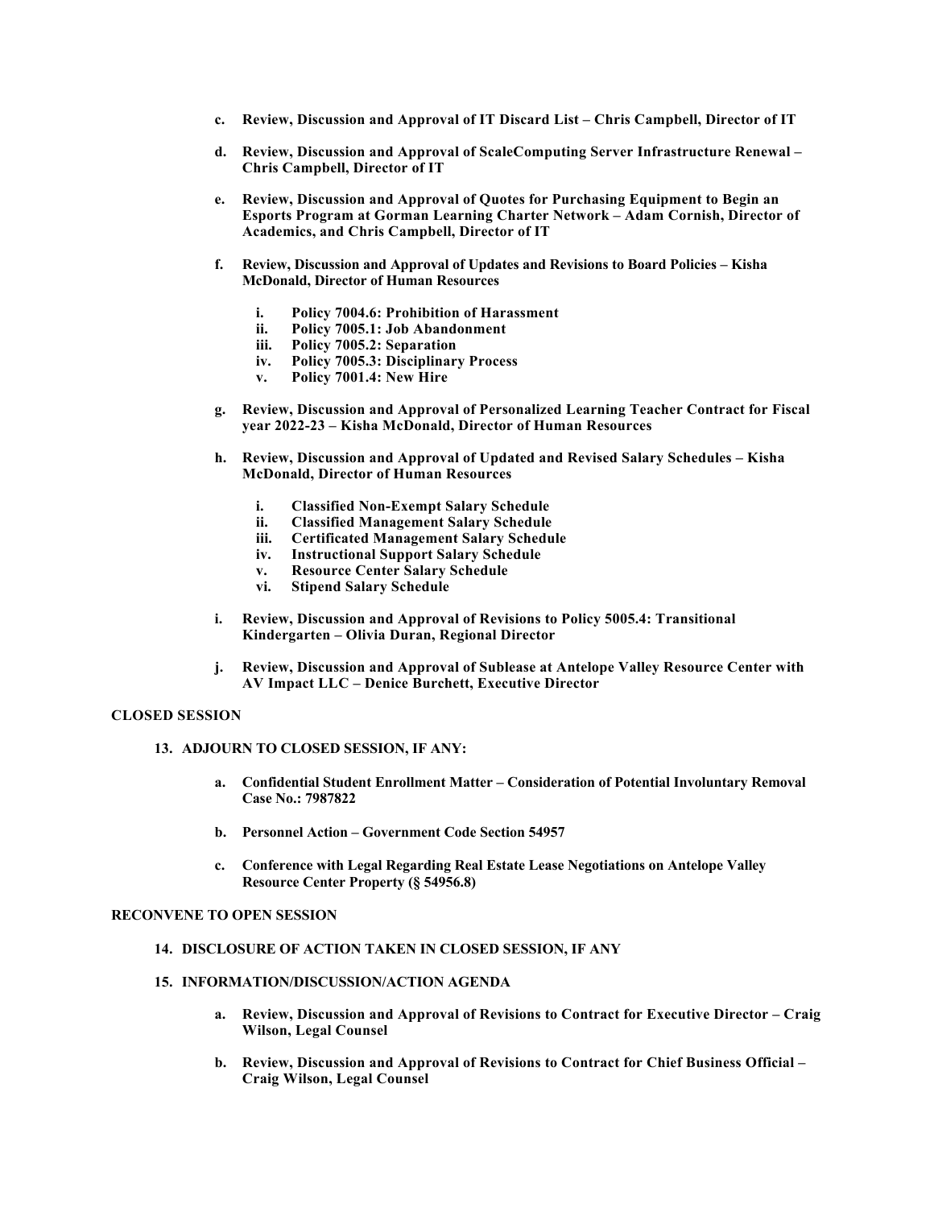c. **Review, Discussion and Approval of IT Discard List – Chris Campbell, Director of IT**

d. **Review, Discussion and Approval of ScaleComputing Server Infrastructure Renewal – Chris Campbell, Director of IT**

e. **Review, Discussion and Approval of Quotes for Purchasing Equipment to Begin an Esports Program at Gorman Learning Charter Network – Adam Cornish, Director of Academics, and Chris Campbell, Director of IT**

f. **Review, Discussion and Approval of Updates and Revisions to Board Policies – Kisha McDonald, Director of Human Resources**

   i. **Policy 7004.6: Prohibition of Harassment**
   ii. **Policy 7005.1: Job Abandonment**
   iii. **Policy 7005.2: Separation**
   iv. **Policy 7005.3: Disciplinary Process**
   v. **Policy 7001.4: New Hire**

g. **Review, Discussion and Approval of Personalized Learning Teacher Contract for Fiscal year 2022-23 – Kisha McDonald, Director of Human Resources**

h. **Review, Discussion and Approval of Updated and Revised Salary Schedules – Kisha McDonald, Director of Human Resources**

   i. **Classified Non-Exempt Salary Schedule**
   ii. **Classified Management Salary Schedule**
   iii. **Certificated Management Salary Schedule**
   iv. **Instructional Support Salary Schedule**
   v. **Resource Center Salary Schedule**
   vi. **Stipend Salary Schedule**

i. **Review, Discussion and Approval of Revisions to Policy 5005.4: Transitional Kindergarten – Olivia Duran, Regional Director**

j. **Review, Discussion and Approval of Sublease at Antelope Valley Resource Center with AV Impact LLC – Denice Burchett, Executive Director**

**CLOSED SESSION**

13. **ADJOURN TO CLOSED SESSION, IF ANY:**

   a. **Confidential Student Enrollment Matter – Consideration of Potential Involuntary Removal Case No.: 7987822**

   b. **Personnel Action – Government Code Section 54957**

   c. **Conference with Legal Regarding Real Estate Lease Negotiations on Antelope Valley Resource Center Property (§ 54956.8)**

**RECONVENE TO OPEN SESSION**

14. **DISCLOSURE OF ACTION TAKEN IN CLOSED SESSION, IF ANY**

15. **INFORMATION/DISCUSSION/ACTION AGENDA**

   a. **Review, Discussion and Approval of Revisions to Contract for Executive Director – Craig Wilson, Legal Counsel**

   b. **Review, Discussion and Approval of Revisions to Contract for Chief Business Official – Craig Wilson, Legal Counsel**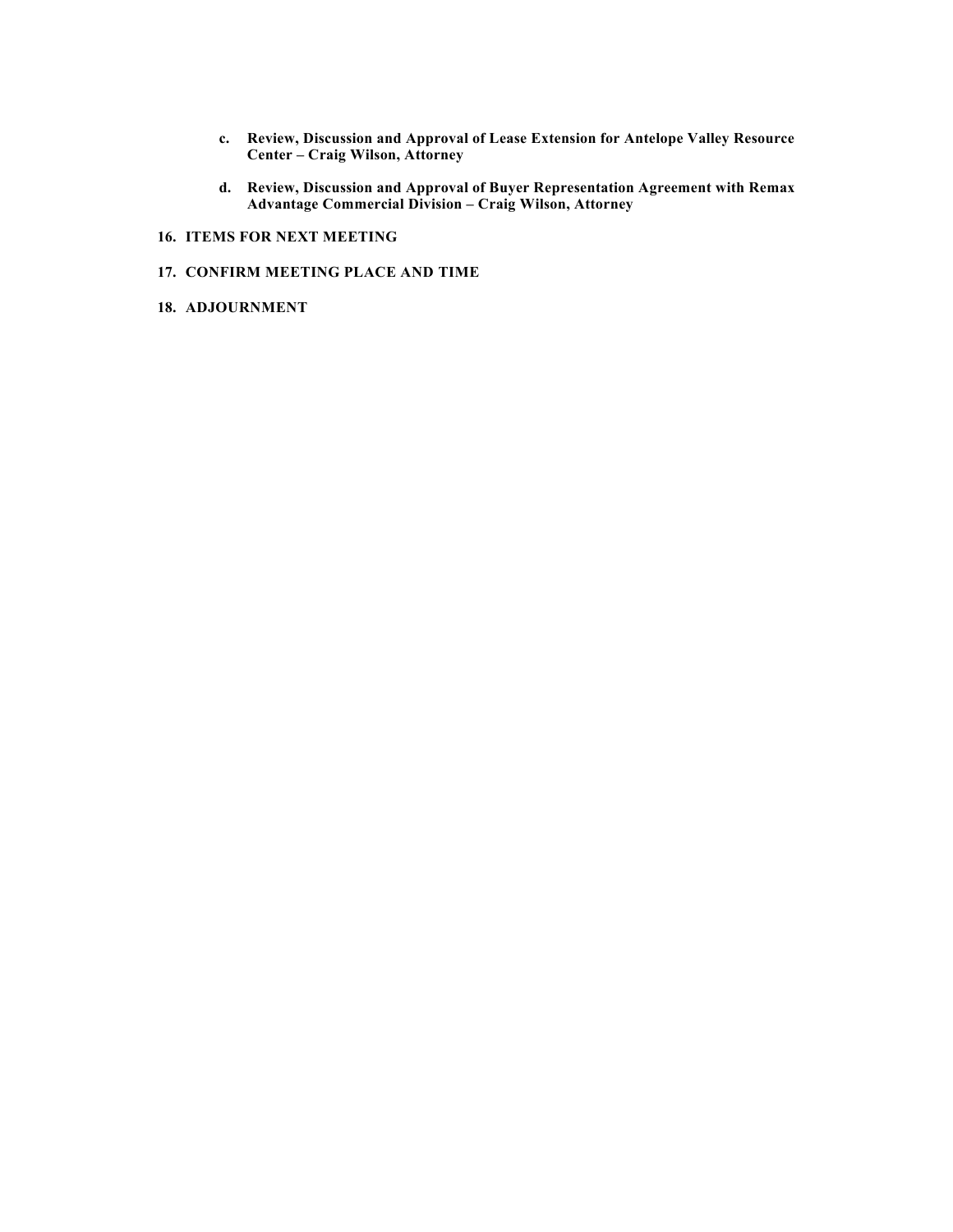c. **Review, Discussion and Approval of Lease Extension for Antelope Valley Resource Center – Craig Wilson, Attorney**

d. **Review, Discussion and Approval of Buyer Representation Agreement with Remax Advantage Commercial Division – Craig Wilson, Attorney**

**16. ITEMS FOR NEXT MEETING**

**17. CONFIRM MEETING PLACE AND TIME**

**18. ADJOURNMENT**